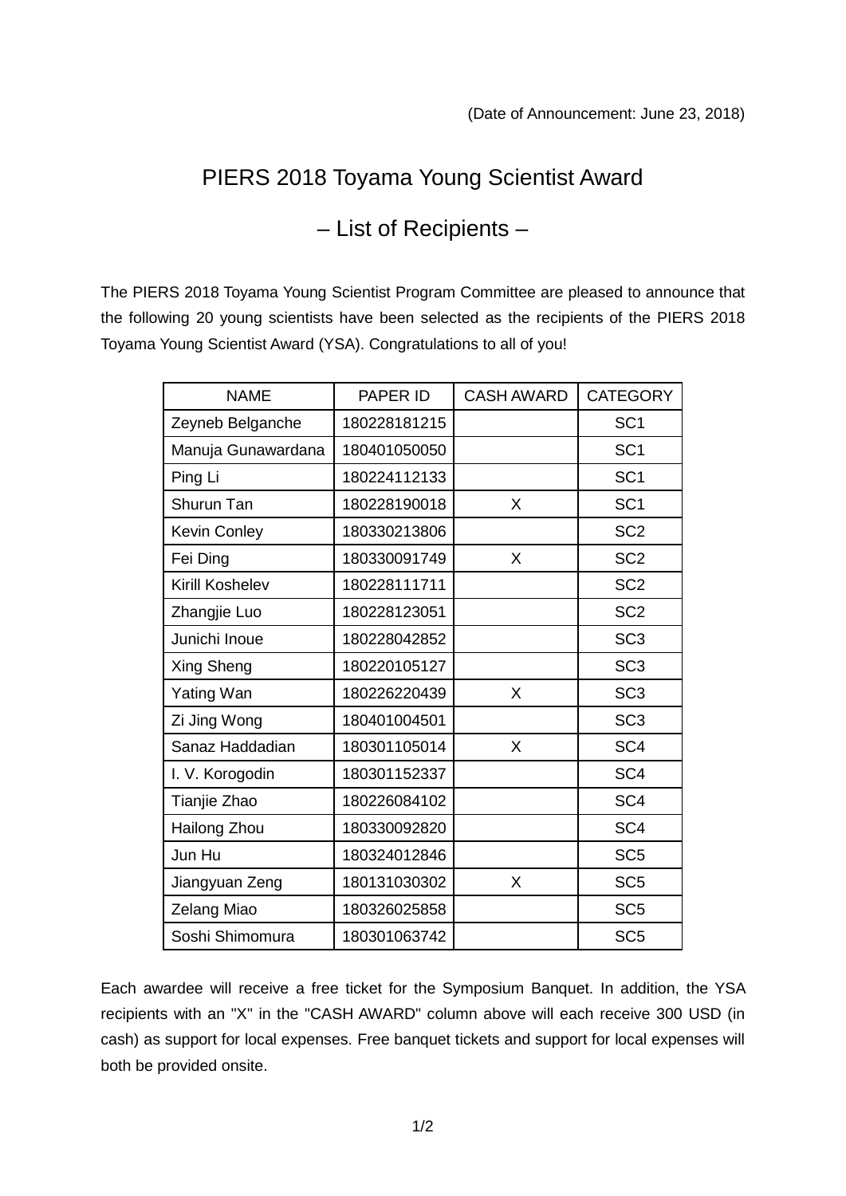(Date of Announcement: June 23, 2018)

# PIERS 2018 Toyama Young Scientist Award

## – List of Recipients –

The PIERS 2018 Toyama Young Scientist Program Committee are pleased to announce that the following 20 young scientists have been selected as the recipients of the PIERS 2018 Toyama Young Scientist Award (YSA). Congratulations to all of you!

| NAME | PAPER ID | CASH AWARD | CATEGORY |
|---|---|---|---|
| Zeyneb Belganche | 180228181215 | | SC1 |
| Manuja Gunawardana | 180401050050 | | SC1 |
| Ping Li | 180224112133 | | SC1 |
| Shurun Tan | 180228190018 | X | SC1 |
| Kevin Conley | 180330213806 | | SC2 |
| Fei Ding | 180330091749 | X | SC2 |
| Kirill Koshelev | 180228111711 | | SC2 |
| Zhangjie Luo | 180228123051 | | SC2 |
| Junichi Inoue | 180228042852 | | SC3 |
| Xing Sheng | 180220105127 | | SC3 |
| Yating Wan | 180226220439 | X | SC3 |
| Zi Jing Wong | 180401004501 | | SC3 |
| Sanaz Haddadian | 180301105014 | X | SC4 |
| I. V. Korogodin | 180301152337 | | SC4 |
| Tianjie Zhao | 180226084102 | | SC4 |
| Hailong Zhou | 180330092820 | | SC4 |
| Jun Hu | 180324012846 | | SC5 |
| Jiangyuan Zeng | 180131030302 | X | SC5 |
| Zelang Miao | 180326025858 | | SC5 |
| Soshi Shimomura | 180301063742 | | SC5 |

Each awardee will receive a free ticket for the Symposium Banquet. In addition, the YSA recipients with an "X" in the "CASH AWARD" column above will each receive 300 USD (in cash) as support for local expenses. Free banquet tickets and support for local expenses will both be provided onsite.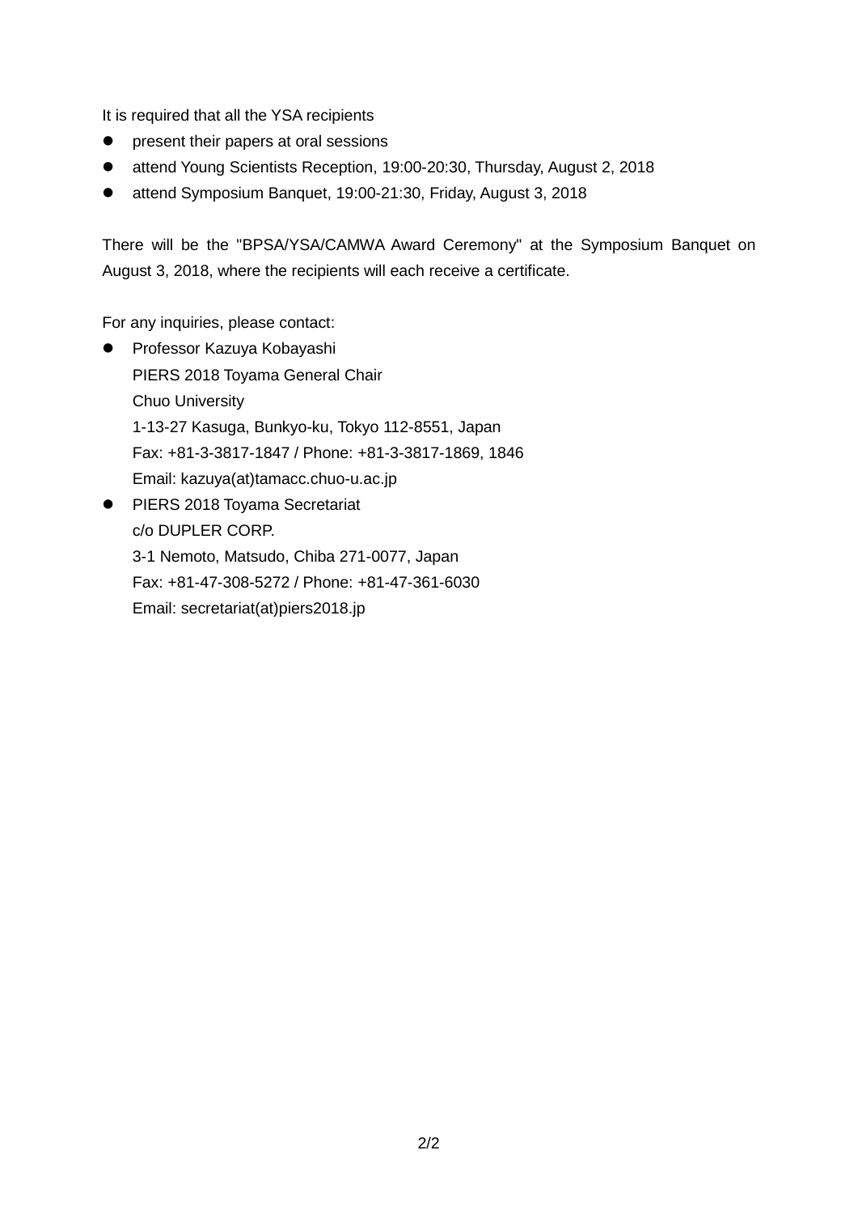It is required that all the YSA recipients

- present their papers at oral sessions
- attend Young Scientists Reception, 19:00-20:30, Thursday, August 2, 2018
- attend Symposium Banquet, 19:00-21:30, Friday, August 3, 2018

There will be the "BPSA/YSA/CAMWA Award Ceremony" at the Symposium Banquet on August 3, 2018, where the recipients will each receive a certificate.

For any inquiries, please contact:

- Professor Kazuya Kobayashi
  PIERS 2018 Toyama General Chair
  Chuo University
  1-13-27 Kasuga, Bunkyo-ku, Tokyo 112-8551, Japan
  Fax: +81-3-3817-1847 / Phone: +81-3-3817-1869, 1846
  Email: kazuya(at)tamacc.chuo-u.ac.jp
- PIERS 2018 Toyama Secretariat
  c/o DUPLER CORP.
  3-1 Nemoto, Matsudo, Chiba 271-0077, Japan
  Fax: +81-47-308-5272 / Phone: +81-47-361-6030
  Email: secretariat(at)piers2018.jp